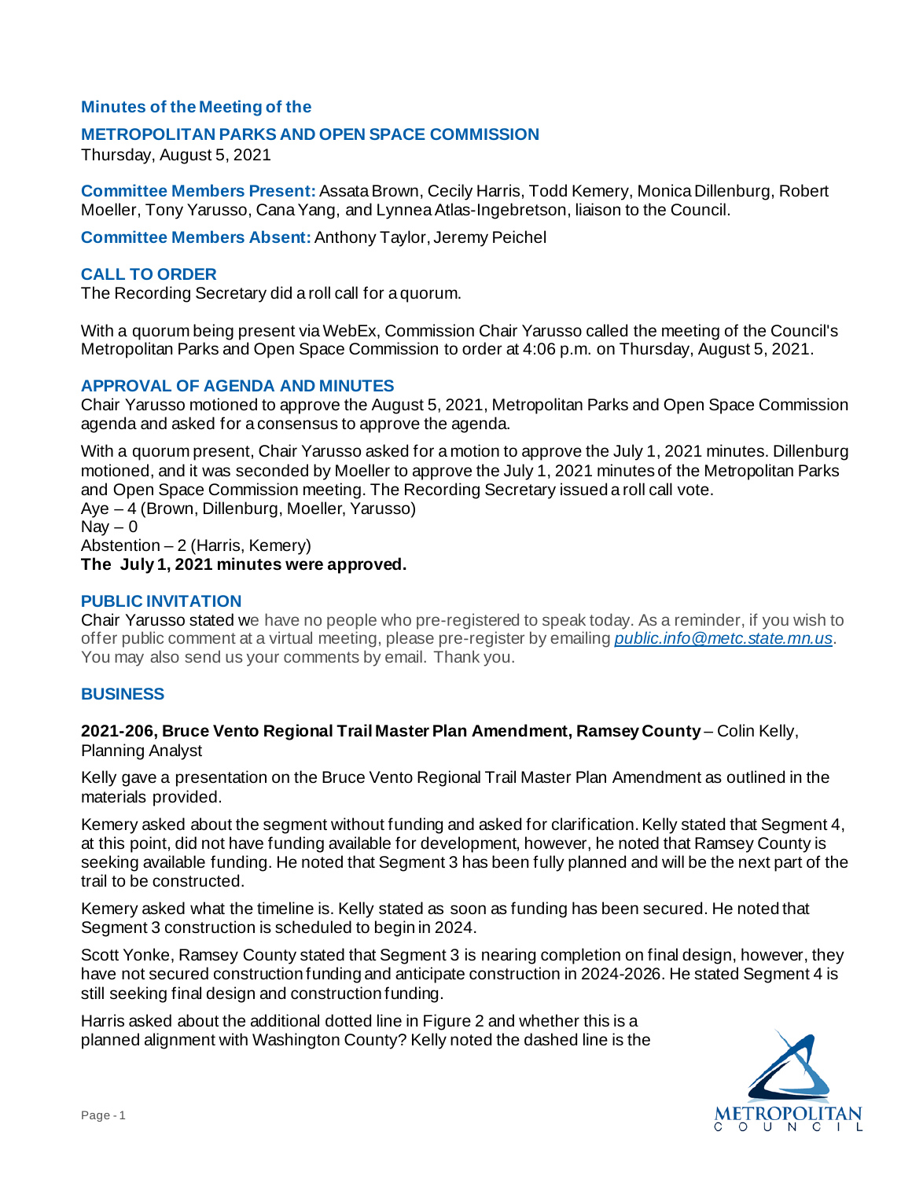**Minutes of the Meeting of the**

## METROPOLITAN PARKS AND OPEN SPACE COMMISSION

Thursday, August 5, 2021

**Committee Members Present:** Assata Brown, Cecily Harris, Todd Kemery, Monica Dillenburg, Robert Moeller, Tony Yarusso, Cana Yang, and Lynnea Atlas-Ingebretson, liaison to the Council.

**Committee Members Absent:** Anthony Taylor, Jeremy Peichel

### CALL TO ORDER

The Recording Secretary did a roll call for a quorum.

With a quorum being present via WebEx, Commission Chair Yarusso called the meeting of the Council's Metropolitan Parks and Open Space Commission to order at 4:06 p.m. on Thursday, August 5, 2021.

### APPROVAL OF AGENDA AND MINUTES

Chair Yarusso motioned to approve the August 5, 2021, Metropolitan Parks and Open Space Commission agenda and asked for a consensus to approve the agenda.

With a quorum present, Chair Yarusso asked for a motion to approve the July 1, 2021 minutes. Dillenburg motioned, and it was seconded by Moeller to approve the July 1, 2021 minutes of the Metropolitan Parks and Open Space Commission meeting. The Recording Secretary issued a roll call vote.

Aye – 4 (Brown, Dillenburg, Moeller, Yarusso)
Nay – 0
Abstention – 2 (Harris, Kemery)
**The July 1, 2021 minutes were approved.**

### PUBLIC INVITATION

Chair Yarusso stated we have no people who pre-registered to speak today. As a reminder, if you wish to offer public comment at a virtual meeting, please pre-register by emailing *public.info@metc.state.mn.us*. You may also send us your comments by email. Thank you.

### BUSINESS

**2021-206, Bruce Vento Regional Trail Master Plan Amendment, Ramsey County** – Colin Kelly, Planning Analyst

Kelly gave a presentation on the Bruce Vento Regional Trail Master Plan Amendment as outlined in the materials provided.

Kemery asked about the segment without funding and asked for clarification. Kelly stated that Segment 4, at this point, did not have funding available for development, however, he noted that Ramsey County is seeking available funding. He noted that Segment 3 has been fully planned and will be the next part of the trail to be constructed.

Kemery asked what the timeline is. Kelly stated as soon as funding has been secured. He noted that Segment 3 construction is scheduled to begin in 2024.

Scott Yonke, Ramsey County stated that Segment 3 is nearing completion on final design, however, they have not secured construction funding and anticipate construction in 2024-2026. He stated Segment 4 is still seeking final design and construction funding.

Harris asked about the additional dotted line in Figure 2 and whether this is a planned alignment with Washington County? Kelly noted the dashed line is the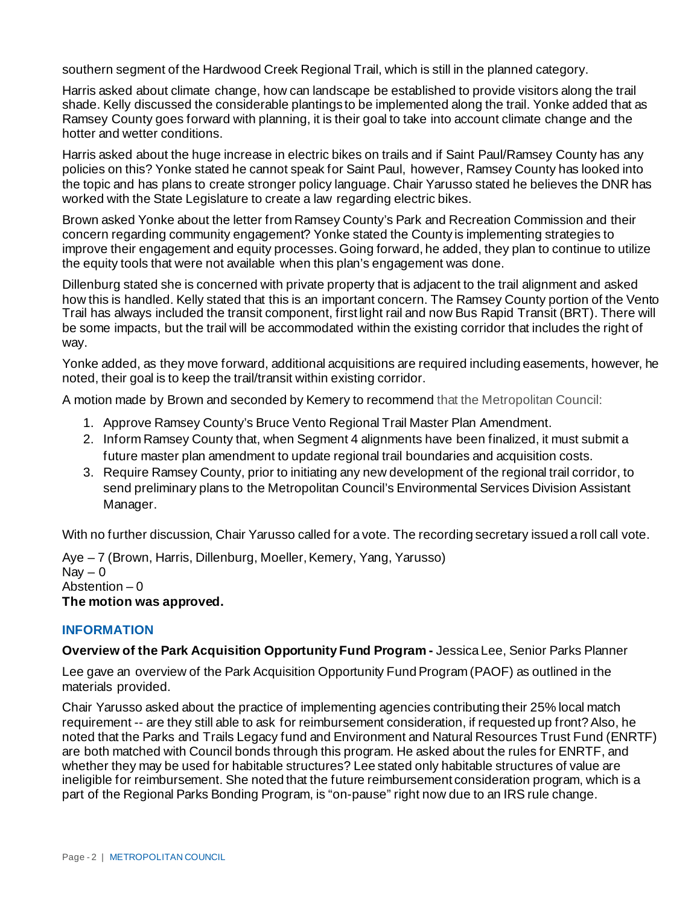southern segment of the Hardwood Creek Regional Trail, which is still in the planned category.

Harris asked about climate change, how can landscape be established to provide visitors along the trail shade. Kelly discussed the considerable plantings to be implemented along the trail. Yonke added that as Ramsey County goes forward with planning, it is their goal to take into account climate change and the hotter and wetter conditions.

Harris asked about the huge increase in electric bikes on trails and if Saint Paul/Ramsey County has any policies on this? Yonke stated he cannot speak for Saint Paul, however, Ramsey County has looked into the topic and has plans to create stronger policy language. Chair Yarusso stated he believes the DNR has worked with the State Legislature to create a law regarding electric bikes.

Brown asked Yonke about the letter from Ramsey County's Park and Recreation Commission and their concern regarding community engagement? Yonke stated the County is implementing strategies to improve their engagement and equity processes. Going forward, he added, they plan to continue to utilize the equity tools that were not available when this plan's engagement was done.

Dillenburg stated she is concerned with private property that is adjacent to the trail alignment and asked how this is handled. Kelly stated that this is an important concern. The Ramsey County portion of the Vento Trail has always included the transit component, first light rail and now Bus Rapid Transit (BRT). There will be some impacts, but the trail will be accommodated within the existing corridor that includes the right of way.

Yonke added, as they move forward, additional acquisitions are required including easements, however, he noted, their goal is to keep the trail/transit within existing corridor.

A motion made by Brown and seconded by Kemery to recommend that the Metropolitan Council:

1. Approve Ramsey County's Bruce Vento Regional Trail Master Plan Amendment.
2. Inform Ramsey County that, when Segment 4 alignments have been finalized, it must submit a future master plan amendment to update regional trail boundaries and acquisition costs.
3. Require Ramsey County, prior to initiating any new development of the regional trail corridor, to send preliminary plans to the Metropolitan Council's Environmental Services Division Assistant Manager.

With no further discussion, Chair Yarusso called for a vote. The recording secretary issued a roll call vote.

Aye – 7 (Brown, Harris, Dillenburg, Moeller, Kemery, Yang, Yarusso)
Nay – 0
Abstention – 0
**The motion was approved.**

## INFORMATION

**Overview of the Park Acquisition Opportunity Fund Program -** Jessica Lee, Senior Parks Planner

Lee gave an overview of the Park Acquisition Opportunity Fund Program (PAOF) as outlined in the materials provided.

Chair Yarusso asked about the practice of implementing agencies contributing their 25% local match requirement -- are they still able to ask for reimbursement consideration, if requested up front? Also, he noted that the Parks and Trails Legacy fund and Environment and Natural Resources Trust Fund (ENRTF) are both matched with Council bonds through this program. He asked about the rules for ENRTF, and whether they may be used for habitable structures? Lee stated only habitable structures of value are ineligible for reimbursement. She noted that the future reimbursement consideration program, which is a part of the Regional Parks Bonding Program, is "on-pause" right now due to an IRS rule change.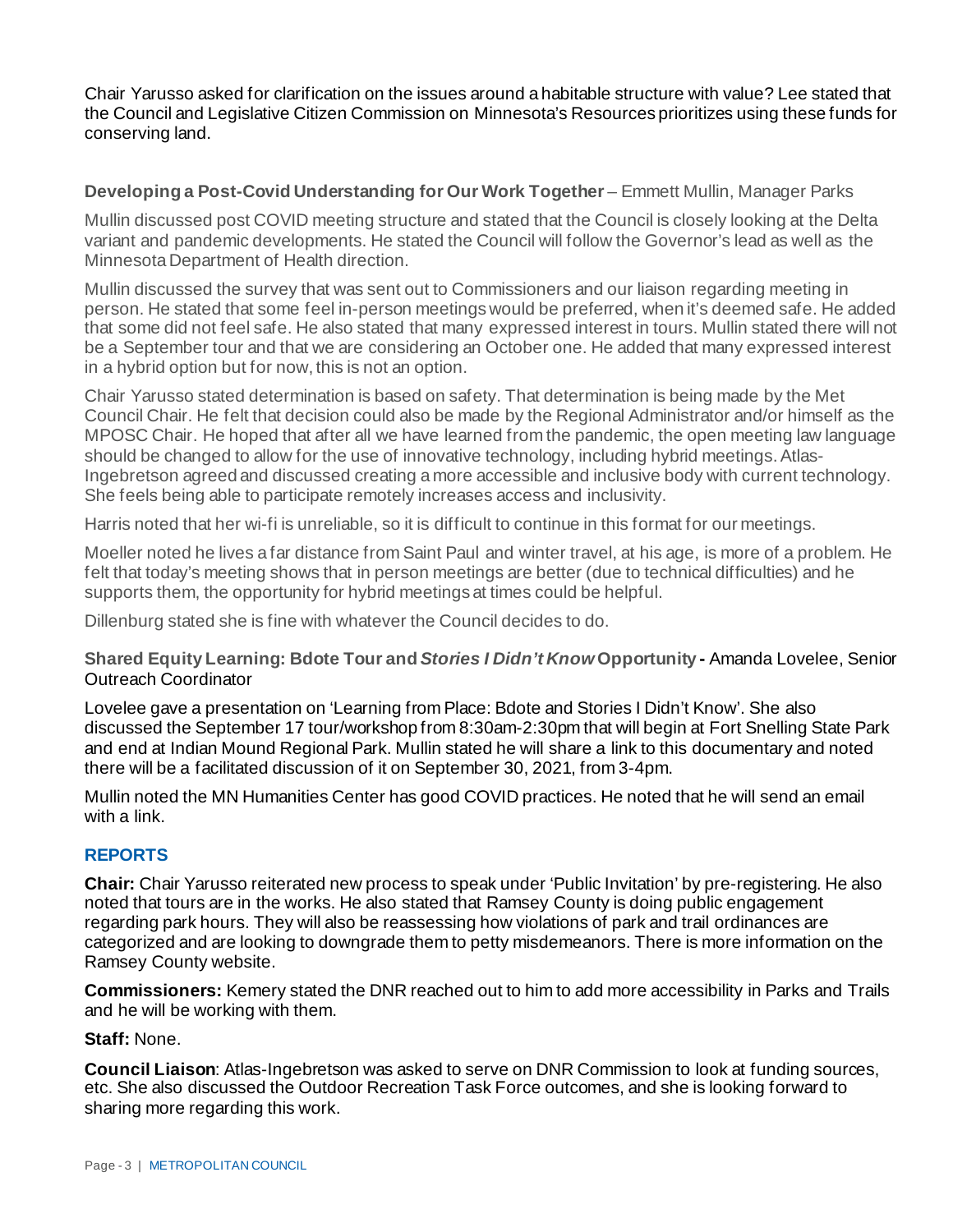Chair Yarusso asked for clarification on the issues around a habitable structure with value? Lee stated that the Council and Legislative Citizen Commission on Minnesota's Resources prioritizes using these funds for conserving land.

**Developing a Post-Covid Understanding for Our Work Together** – Emmett Mullin, Manager Parks

Mullin discussed post COVID meeting structure and stated that the Council is closely looking at the Delta variant and pandemic developments. He stated the Council will follow the Governor's lead as well as the Minnesota Department of Health direction.

Mullin discussed the survey that was sent out to Commissioners and our liaison regarding meeting in person. He stated that some feel in-person meetings would be preferred, when it's deemed safe. He added that some did not feel safe. He also stated that many expressed interest in tours. Mullin stated there will not be a September tour and that we are considering an October one. He added that many expressed interest in a hybrid option but for now, this is not an option.

Chair Yarusso stated determination is based on safety. That determination is being made by the Met Council Chair. He felt that decision could also be made by the Regional Administrator and/or himself as the MPOSC Chair. He hoped that after all we have learned from the pandemic, the open meeting law language should be changed to allow for the use of innovative technology, including hybrid meetings. Atlas-Ingebretson agreed and discussed creating a more accessible and inclusive body with current technology. She feels being able to participate remotely increases access and inclusivity.

Harris noted that her wi-fi is unreliable, so it is difficult to continue in this format for our meetings.

Moeller noted he lives a far distance from Saint Paul and winter travel, at his age, is more of a problem. He felt that today's meeting shows that in person meetings are better (due to technical difficulties) and he supports them, the opportunity for hybrid meetings at times could be helpful.

Dillenburg stated she is fine with whatever the Council decides to do.

**Shared Equity Learning: Bdote Tour and *Stories I Didn't Know* Opportunity -** Amanda Lovelee, Senior Outreach Coordinator

Lovelee gave a presentation on 'Learning from Place: Bdote and Stories I Didn't Know'. She also discussed the September 17 tour/workshop from 8:30am-2:30pm that will begin at Fort Snelling State Park and end at Indian Mound Regional Park. Mullin stated he will share a link to this documentary and noted there will be a facilitated discussion of it on September 30, 2021, from 3-4pm.

Mullin noted the MN Humanities Center has good COVID practices. He noted that he will send an email with a link.

## REPORTS

**Chair:** Chair Yarusso reiterated new process to speak under 'Public Invitation' by pre-registering. He also noted that tours are in the works. He also stated that Ramsey County is doing public engagement regarding park hours. They will also be reassessing how violations of park and trail ordinances are categorized and are looking to downgrade them to petty misdemeanors. There is more information on the Ramsey County website.

**Commissioners:** Kemery stated the DNR reached out to him to add more accessibility in Parks and Trails and he will be working with them.

**Staff:** None.

**Council Liaison**: Atlas-Ingebretson was asked to serve on DNR Commission to look at funding sources, etc. She also discussed the Outdoor Recreation Task Force outcomes, and she is looking forward to sharing more regarding this work.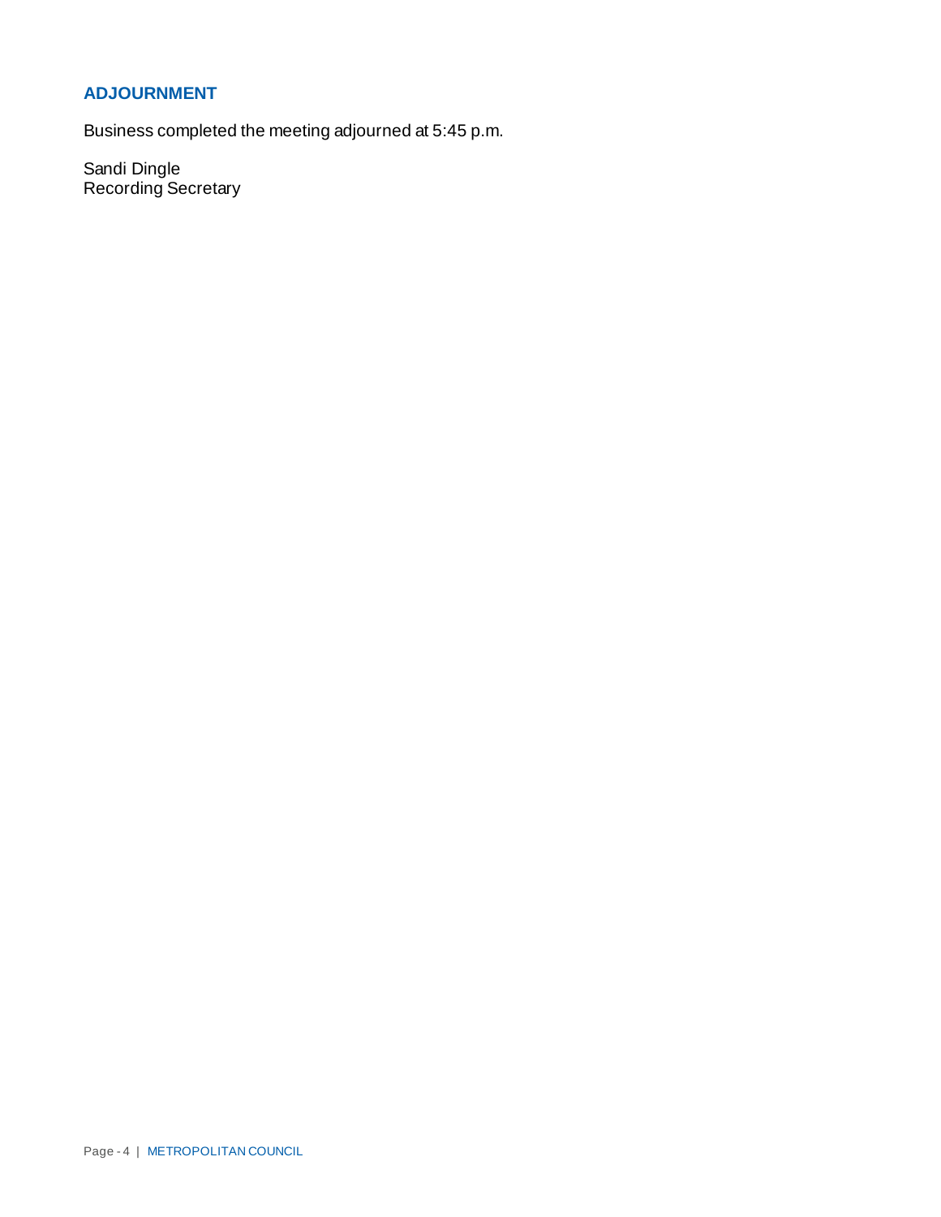## ADJOURNMENT

Business completed the meeting adjourned at 5:45 p.m.

Sandi Dingle
Recording Secretary